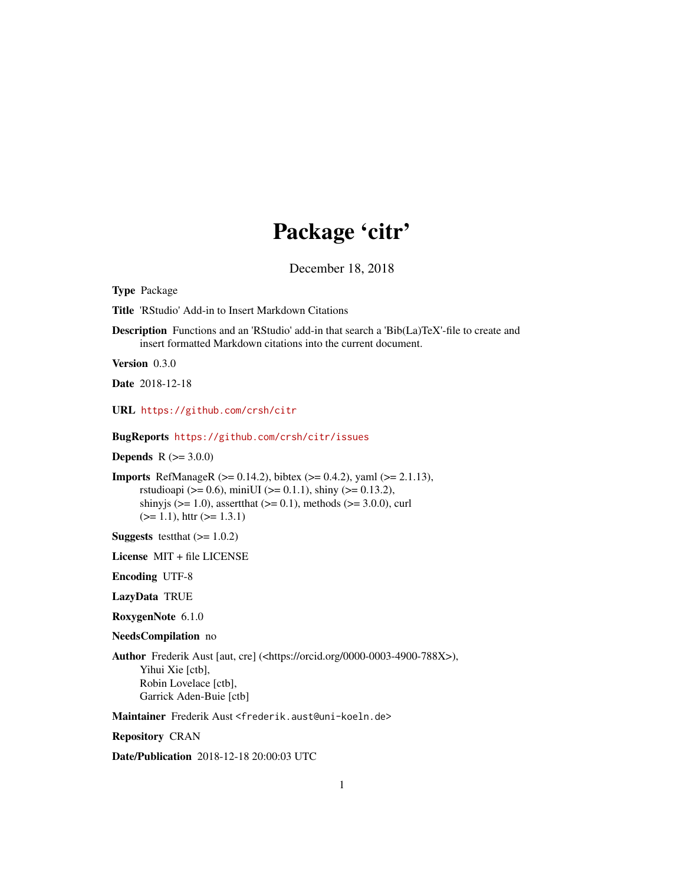# Package 'citr'

December 18, 2018

**Type** Package

**Title** 'RStudio' Add-in to Insert Markdown Citations

**Description** Functions and an 'RStudio' add-in that search a 'Bib(La)TeX'-file to create and insert formatted Markdown citations into the current document.

**Version** 0.3.0

**Date** 2018-12-18

**URL** https://github.com/crsh/citr

**BugReports** https://github.com/crsh/citr/issues

**Depends** R (>= 3.0.0)

**Imports** RefManageR (>= 0.14.2), bibtex (>= 0.4.2), yaml (>= 2.1.13), rstudioapi (>= 0.6), miniUI (>= 0.1.1), shiny (>= 0.13.2), shinyjs (>= 1.0), assertthat (>= 0.1), methods (>= 3.0.0), curl (>= 1.1), httr (>= 1.3.1)

**Suggests** testthat (>= 1.0.2)

**License** MIT + file LICENSE

**Encoding** UTF-8

**LazyData** TRUE

**RoxygenNote** 6.1.0

**NeedsCompilation** no

**Author** Frederik Aust [aut, cre] (<https://orcid.org/0000-0003-4900-788X>), Yihui Xie [ctb], Robin Lovelace [ctb], Garrick Aden-Buie [ctb]

**Maintainer** Frederik Aust <frederik.aust@uni-koeln.de>

**Repository** CRAN

**Date/Publication** 2018-12-18 20:00:03 UTC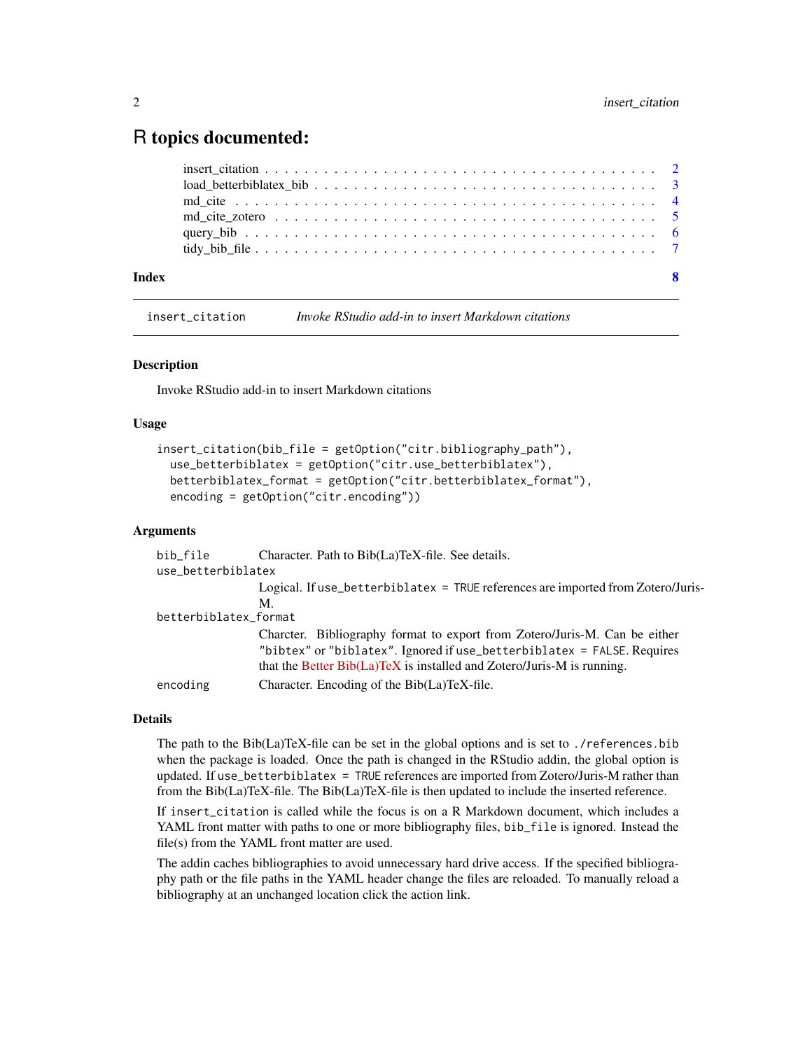# R topics documented:

insert_citation . . . . . . . . . . . . . . . . . . . . . . . . . . . . . . . . . . . . . . . 2
load_betterbiblatex_bib . . . . . . . . . . . . . . . . . . . . . . . . . . . . . . . . . . 3
md_cite . . . . . . . . . . . . . . . . . . . . . . . . . . . . . . . . . . . . . . . . . . . 4
md_cite_zotero . . . . . . . . . . . . . . . . . . . . . . . . . . . . . . . . . . . . . . . 5
query_bib . . . . . . . . . . . . . . . . . . . . . . . . . . . . . . . . . . . . . . . . . . 6
tidy_bib_file . . . . . . . . . . . . . . . . . . . . . . . . . . . . . . . . . . . . . . . . 7

**Index** **8**

---

`insert_citation` *Invoke RStudio add-in to insert Markdown citations*

---

### Description

Invoke RStudio add-in to insert Markdown citations

### Usage

```
insert_citation(bib_file = getOption("citr.bibliography_path"),
  use_betterbiblatex = getOption("citr.use_betterbiblatex"),
  betterbiblatex_format = getOption("citr.betterbiblatex_format"),
  encoding = getOption("citr.encoding"))
```

### Arguments

`bib_file` Character. Path to Bib(La)TeX-file. See details.

`use_betterbiblatex` Logical. If `use_betterbiblatex = TRUE` references are imported from Zotero/Juris-M.

`betterbiblatex_format` Charcter. Bibliography format to export from Zotero/Juris-M. Can be either `"bibtex"` or `"biblatex"`. Ignored if `use_betterbiblatex = FALSE`. Requires that the Better Bib(La)TeX is installed and Zotero/Juris-M is running.

`encoding` Character. Encoding of the Bib(La)TeX-file.

### Details

The path to the Bib(La)TeX-file can be set in the global options and is set to `./references.bib` when the package is loaded. Once the path is changed in the RStudio addin, the global option is updated. If `use_betterbiblatex = TRUE` references are imported from Zotero/Juris-M rather than from the Bib(La)TeX-file. The Bib(La)TeX-file is then updated to include the inserted reference.

If `insert_citation` is called while the focus is on a R Markdown document, which includes a YAML front matter with paths to one or more bibliography files, `bib_file` is ignored. Instead the file(s) from the YAML front matter are used.

The addin caches bibliographies to avoid unnecessary hard drive access. If the specified bibliography path or the file paths in the YAML header change the files are reloaded. To manually reload a bibliography at an unchanged location click the action link.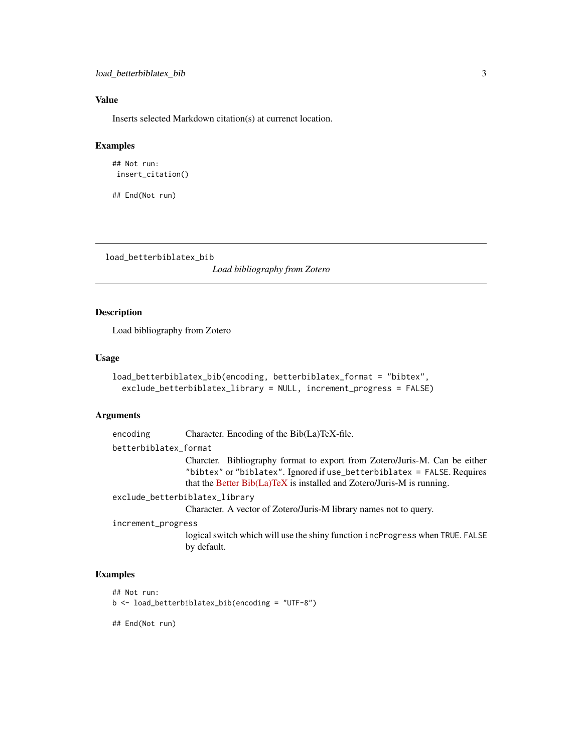### Value

Inserts selected Markdown citation(s) at currenct location.

### Examples

```
## Not run:
 insert_citation()

## End(Not run)
```

---

`load_betterbiblatex_bib` *Load bibliography from Zotero*

---

### Description

Load bibliography from Zotero

### Usage

```
load_betterbiblatex_bib(encoding, betterbiblatex_format = "bibtex",
  exclude_betterbiblatex_library = NULL, increment_progress = FALSE)
```

### Arguments

`encoding` Character. Encoding of the Bib(La)TeX-file.

`betterbiblatex_format`
Charcter. Bibliography format to export from Zotero/Juris-M. Can be either "bibtex" or "biblatex". Ignored if `use_betterbiblatex = FALSE`. Requires that the Better Bib(La)TeX is installed and Zotero/Juris-M is running.

`exclude_betterbiblatex_library`
Character. A vector of Zotero/Juris-M library names not to query.

`increment_progress`
logical switch which will use the shiny function `incProgress` when `TRUE`. `FALSE` by default.

### Examples

```
## Not run:
b <- load_betterbiblatex_bib(encoding = "UTF-8")

## End(Not run)
```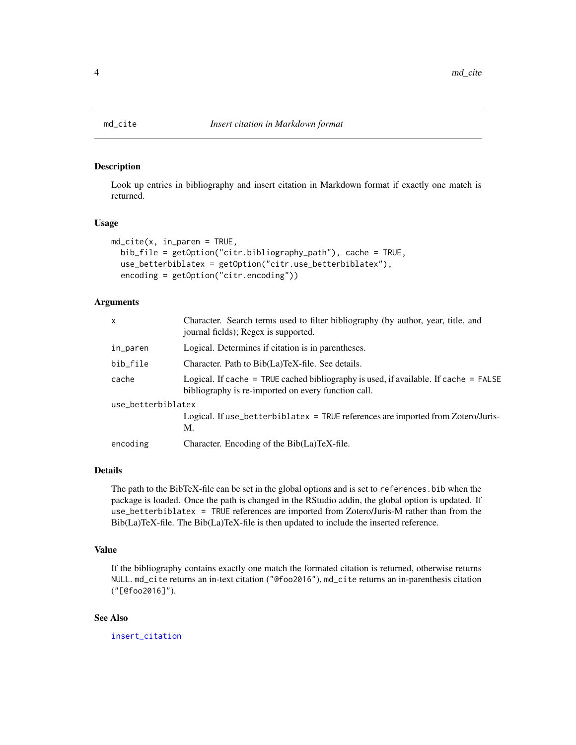## md_cite — *Insert citation in Markdown format*

### Description

Look up entries in bibliography and insert citation in Markdown format if exactly one match is returned.

### Usage

```
md_cite(x, in_paren = TRUE,
  bib_file = getOption("citr.bibliography_path"), cache = TRUE,
  use_betterbiblatex = getOption("citr.use_betterbiblatex"),
  encoding = getOption("citr.encoding"))
```

### Arguments

| | |
|---|---|
| `x` | Character. Search terms used to filter bibliography (by author, year, title, and journal fields); Regex is supported. |
| `in_paren` | Logical. Determines if citation is in parentheses. |
| `bib_file` | Character. Path to Bib(La)TeX-file. See details. |
| `cache` | Logical. If `cache = TRUE` cached bibliography is used, if available. If `cache = FALSE` bibliography is re-imported on every function call. |
| `use_betterbiblatex` | Logical. If `use_betterbiblatex = TRUE` references are imported from Zotero/Juris-M. |
| `encoding` | Character. Encoding of the Bib(La)TeX-file. |

### Details

The path to the BibTeX-file can be set in the global options and is set to `references.bib` when the package is loaded. Once the path is changed in the RStudio addin, the global option is updated. If `use_betterbiblatex = TRUE` references are imported from Zotero/Juris-M rather than from the Bib(La)TeX-file. The Bib(La)TeX-file is then updated to include the inserted reference.

### Value

If the bibliography contains exactly one match the formated citation is returned, otherwise returns `NULL`. `md_cite` returns an in-text citation (`"@foo2016"`), `md_cite` returns an in-parenthesis citation (`"[@foo2016]"`).

### See Also

`insert_citation`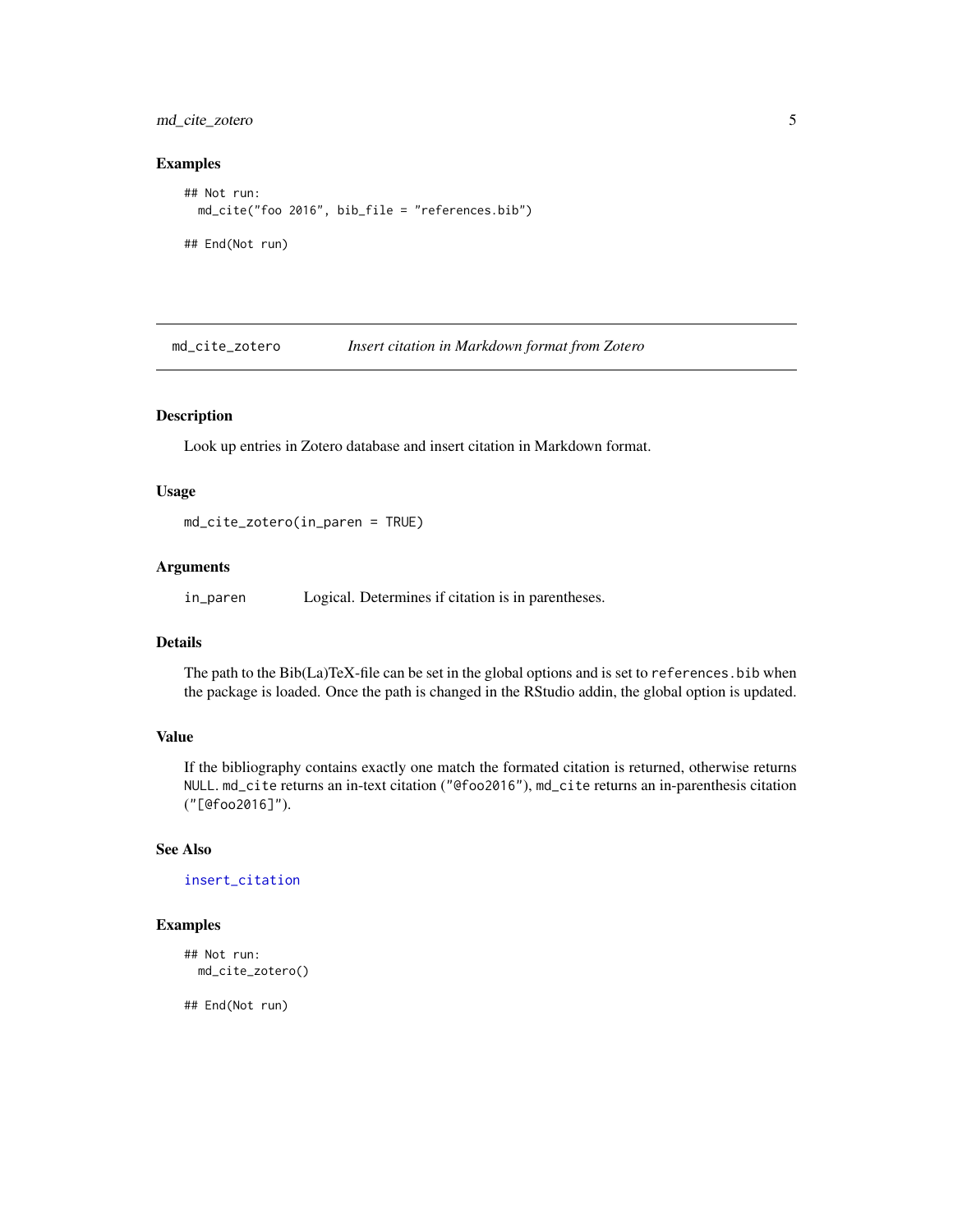### Examples

```
## Not run:
  md_cite("foo 2016", bib_file = "references.bib")

## End(Not run)
```

---

## md_cite_zotero — *Insert citation in Markdown format from Zotero*

---

### Description

Look up entries in Zotero database and insert citation in Markdown format.

### Usage

```
md_cite_zotero(in_paren = TRUE)
```

### Arguments

| | |
|---|---|
| `in_paren` | Logical. Determines if citation is in parentheses. |

### Details

The path to the Bib(La)TeX-file can be set in the global options and is set to `references.bib` when the package is loaded. Once the path is changed in the RStudio addin, the global option is updated.

### Value

If the bibliography contains exactly one match the formated citation is returned, otherwise returns `NULL`. `md_cite` returns an in-text citation (`"@foo2016"`), `md_cite` returns an in-parenthesis citation (`"[@foo2016]"`).

### See Also

`insert_citation`

### Examples

```
## Not run:
  md_cite_zotero()

## End(Not run)
```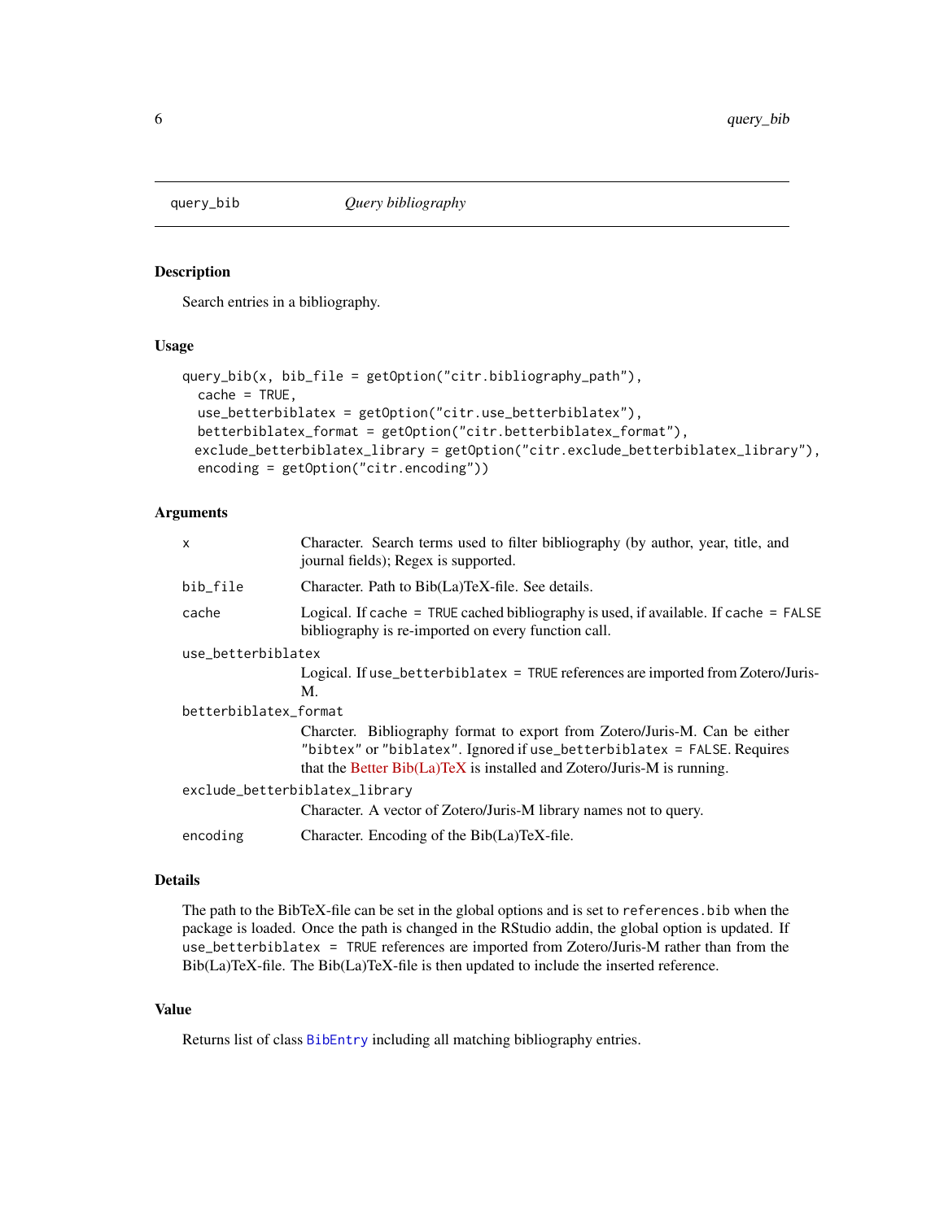## query_bib *Query bibliography*

### Description

Search entries in a bibliography.

### Usage

```
query_bib(x, bib_file = getOption("citr.bibliography_path"),
  cache = TRUE,
  use_betterbiblatex = getOption("citr.use_betterbiblatex"),
  betterbiblatex_format = getOption("citr.betterbiblatex_format"),
  exclude_betterbiblatex_library = getOption("citr.exclude_betterbiblatex_library"),
  encoding = getOption("citr.encoding"))
```

### Arguments

| | |
|---|---|
| `x` | Character. Search terms used to filter bibliography (by author, year, title, and journal fields); Regex is supported. |
| `bib_file` | Character. Path to Bib(La)TeX-file. See details. |
| `cache` | Logical. If `cache = TRUE` cached bibliography is used, if available. If `cache = FALSE` bibliography is re-imported on every function call. |
| `use_betterbiblatex` | Logical. If `use_betterbiblatex = TRUE` references are imported from Zotero/Juris-M. |
| `betterbiblatex_format` | Charcter. Bibliography format to export from Zotero/Juris-M. Can be either `"bibtex"` or `"biblatex"`. Ignored if `use_betterbiblatex = FALSE`. Requires that the Better Bib(La)TeX is installed and Zotero/Juris-M is running. |
| `exclude_betterbiblatex_library` | Character. A vector of Zotero/Juris-M library names not to query. |
| `encoding` | Character. Encoding of the Bib(La)TeX-file. |

### Details

The path to the BibTeX-file can be set in the global options and is set to `references.bib` when the package is loaded. Once the path is changed in the RStudio addin, the global option is updated. If `use_betterbiblatex = TRUE` references are imported from Zotero/Juris-M rather than from the Bib(La)TeX-file. The Bib(La)TeX-file is then updated to include the inserted reference.

### Value

Returns list of class `BibEntry` including all matching bibliography entries.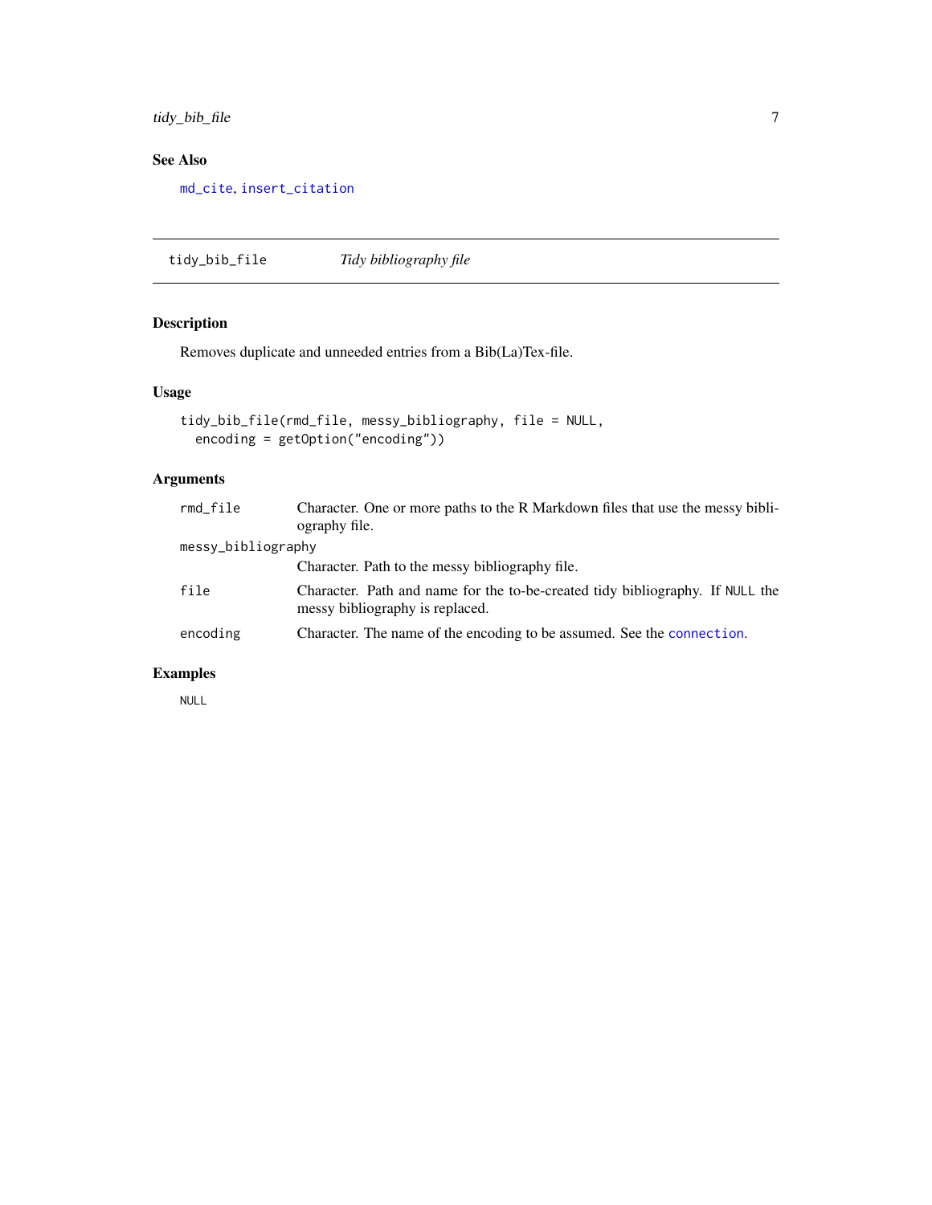### See Also

md_cite, insert_citation

## tidy_bib_file *Tidy bibliography file*

### Description

Removes duplicate and unneeded entries from a Bib(La)Tex-file.

### Usage

```
tidy_bib_file(rmd_file, messy_bibliography, file = NULL,
  encoding = getOption("encoding"))
```

### Arguments

| | |
|---|---|
| rmd_file | Character. One or more paths to the R Markdown files that use the messy bibliography file. |
| messy_bibliography | Character. Path to the messy bibliography file. |
| file | Character. Path and name for the to-be-created tidy bibliography. If NULL the messy bibliography is replaced. |
| encoding | Character. The name of the encoding to be assumed. See the connection. |

### Examples

```
NULL
```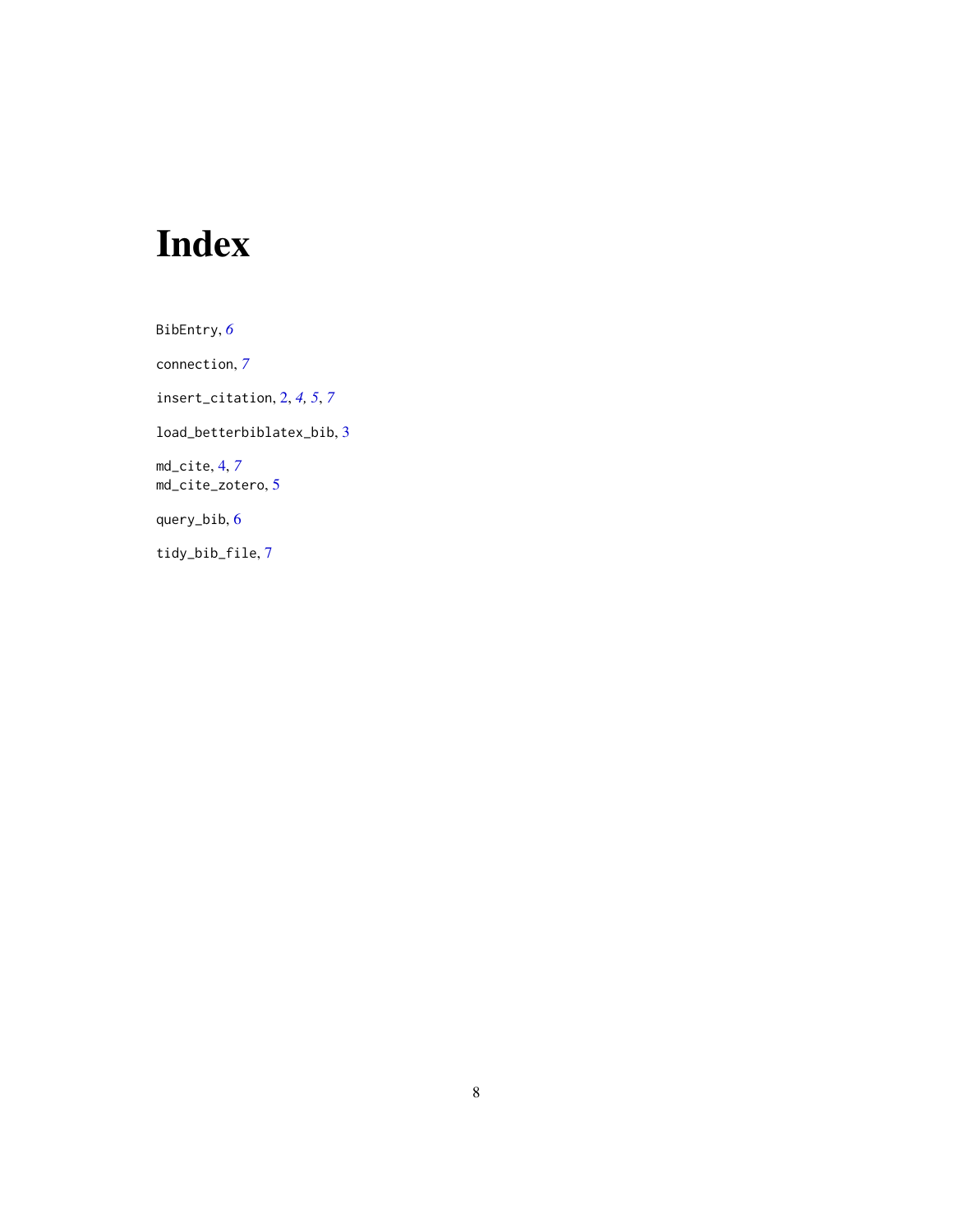# Index

BibEntry, *6*

connection, *7*

insert_citation, 2, *4, 5*, *7*

load_betterbiblatex_bib, 3

md_cite, 4, *7*
md_cite_zotero, 5

query_bib, 6

tidy_bib_file, 7